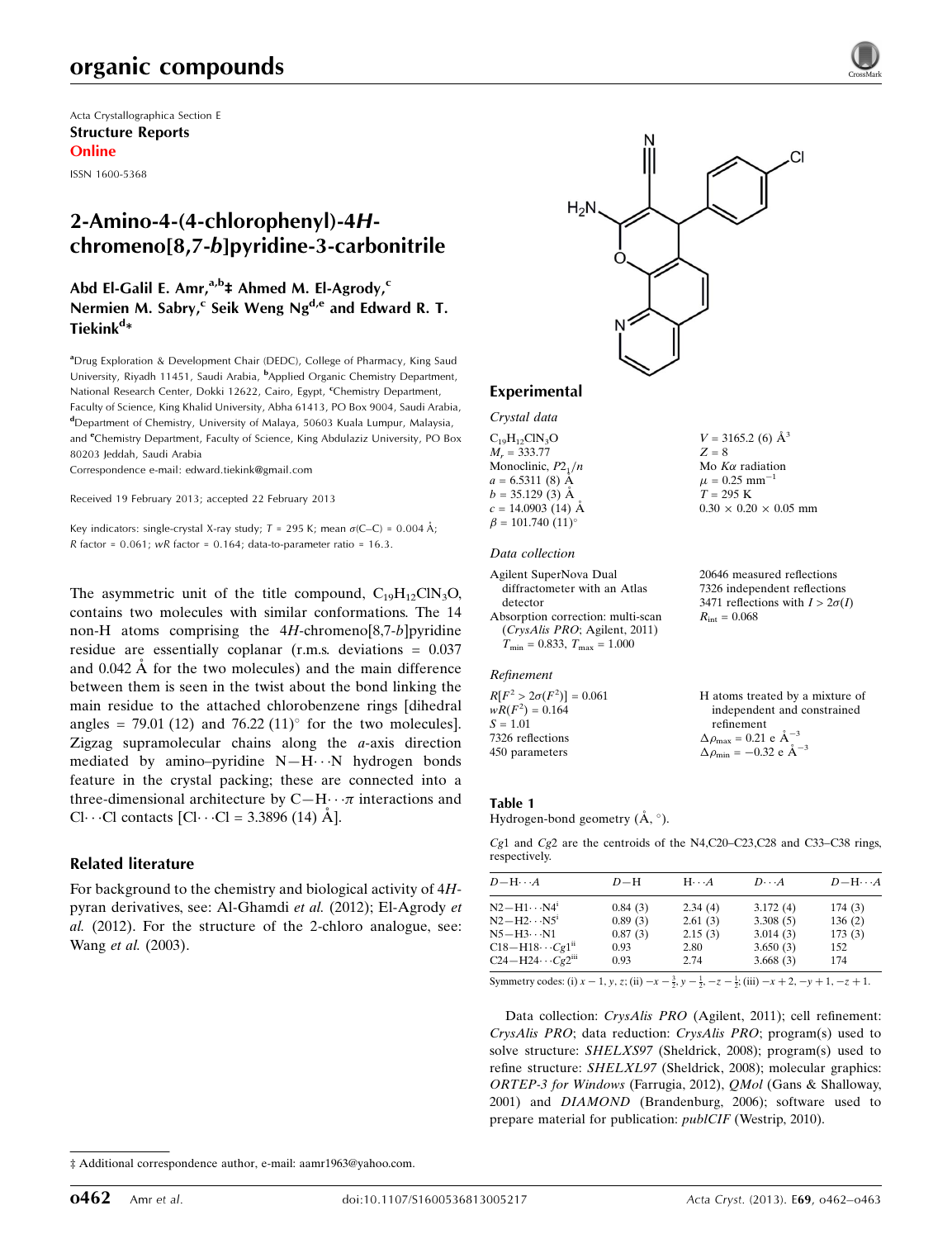Acta Crystallographica Section E
**Structure Reports**
**Online**

ISSN 1600-5368

# 2-Amino-4-(4-chlorophenyl)-4*H*-chromeno[8,7-*b*]pyridine-3-carbonitrile

**Abd El-Galil E. Amr,[a,b]‡ Ahmed M. El-Agrody,[c] Nermien M. Sabry,[c] Seik Weng Ng[d,e] and Edward R. T. Tiekink[d]***

[a]Drug Exploration & Development Chair (DEDC), College of Pharmacy, King Saud University, Riyadh 11451, Saudi Arabia, [b]Applied Organic Chemistry Department, National Research Center, Dokki 12622, Cairo, Egypt, [c]Chemistry Department, Faculty of Science, King Khalid University, Abha 61413, PO Box 9004, Saudi Arabia, [d]Department of Chemistry, University of Malaya, 50603 Kuala Lumpur, Malaysia, and [e]Chemistry Department, Faculty of Science, King Abdulaziz University, PO Box 80203 Jeddah, Saudi Arabia
Correspondence e-mail: edward.tiekink@gmail.com

Received 19 February 2013; accepted 22 February 2013

Key indicators: single-crystal X-ray study; $T$ = 295 K; mean $\sigma$(C–C) = 0.004 Å; $R$ factor = 0.061; $wR$ factor = 0.164; data-to-parameter ratio = 16.3.

The asymmetric unit of the title compound, $C_{19}H_{12}ClN_3O$, contains two molecules with similar conformations. The 14 non-H atoms comprising the 4*H*-chromeno[8,7-*b*]pyridine residue are essentially coplanar (r.m.s. deviations = 0.037 and 0.042 Å for the two molecules) and the main difference between them is seen in the twist about the bond linking the main residue to the attached chlorobenzene rings [dihedral angles = 79.01 (12) and 76.22 (11)° for the two molecules]. Zigzag supramolecular chains along the *a*-axis direction mediated by amino–pyridine N—H⋯N hydrogen bonds feature in the crystal packing; these are connected into a three-dimensional architecture by C—H⋯π interactions and Cl⋯Cl contacts [Cl⋯Cl = 3.3896 (14) Å].

## Related literature

For background to the chemistry and biological activity of 4*H*-pyran derivatives, see: Al-Ghamdi *et al.* (2012); El-Agrody *et al.* (2012). For the structure of the 2-chloro analogue, see: Wang *et al.* (2003).

## Experimental

### Crystal data

$C_{19}H_{12}ClN_3O$
$M_r$ = 333.77
Monoclinic, $P2_1/n$
$a$ = 6.5311 (8) Å
$b$ = 35.129 (3) Å
$c$ = 14.0903 (14) Å
$\beta$ = 101.740 (11)°
$V$ = 3165.2 (6) Å$^3$
$Z$ = 8
Mo $K\alpha$ radiation
$\mu$ = 0.25 mm$^{-1}$
$T$ = 295 K
0.30 × 0.20 × 0.05 mm

### Data collection

Agilent SuperNova Dual diffractometer with an Atlas detector
Absorption correction: multi-scan (*CrysAlis PRO*; Agilent, 2011)
$T_{min}$ = 0.833, $T_{max}$ = 1.000
20646 measured reflections
7326 independent reflections
3471 reflections with $I > 2\sigma(I)$
$R_{int}$ = 0.068

### Refinement

$R[F^2 > 2\sigma(F^2)]$ = 0.061
$wR(F^2)$ = 0.164
$S$ = 1.01
7326 reflections
450 parameters
H atoms treated by a mixture of independent and constrained refinement
$\Delta\rho_{max}$ = 0.21 e Å$^{-3}$
$\Delta\rho_{min}$ = −0.32 e Å$^{-3}$

**Table 1**
Hydrogen-bond geometry (Å, °).

*Cg*1 and *Cg*2 are the centroids of the N4,C20–C23,C28 and C33–C38 rings, respectively.

| *D*—H⋯*A* | *D*—H | H⋯*A* | *D*⋯*A* | *D*—H⋯*A* |
|---|---|---|---|---|
| N2—H1⋯N4[i] | 0.84 (3) | 2.34 (4) | 3.172 (4) | 174 (3) |
| N2—H2⋯N5[i] | 0.89 (3) | 2.61 (3) | 3.308 (5) | 136 (2) |
| N5—H3⋯N1 | 0.87 (3) | 2.15 (3) | 3.014 (3) | 173 (3) |
| C18—H18⋯*Cg*1[ii] | 0.93 | 2.80 | 3.650 (3) | 152 |
| C24—H24⋯*Cg*2[iii] | 0.93 | 2.74 | 3.668 (3) | 174 |

Symmetry codes: (i) $x-1, y, z$; (ii) $-x-\frac{3}{2}, y-\frac{1}{2}, -z-\frac{1}{2}$; (iii) $-x+2, -y+1, -z+1$.

Data collection: *CrysAlis PRO* (Agilent, 2011); cell refinement: *CrysAlis PRO*; data reduction: *CrysAlis PRO*; program(s) used to solve structure: *SHELXS97* (Sheldrick, 2008); program(s) used to refine structure: *SHELXL97* (Sheldrick, 2008); molecular graphics: *ORTEP-3 for Windows* (Farrugia, 2012), *QMol* (Gans & Shalloway, 2001) and *DIAMOND* (Brandenburg, 2006); software used to prepare material for publication: *publCIF* (Westrip, 2010).

‡ Additional correspondence author, e-mail: aamr1963@yahoo.com.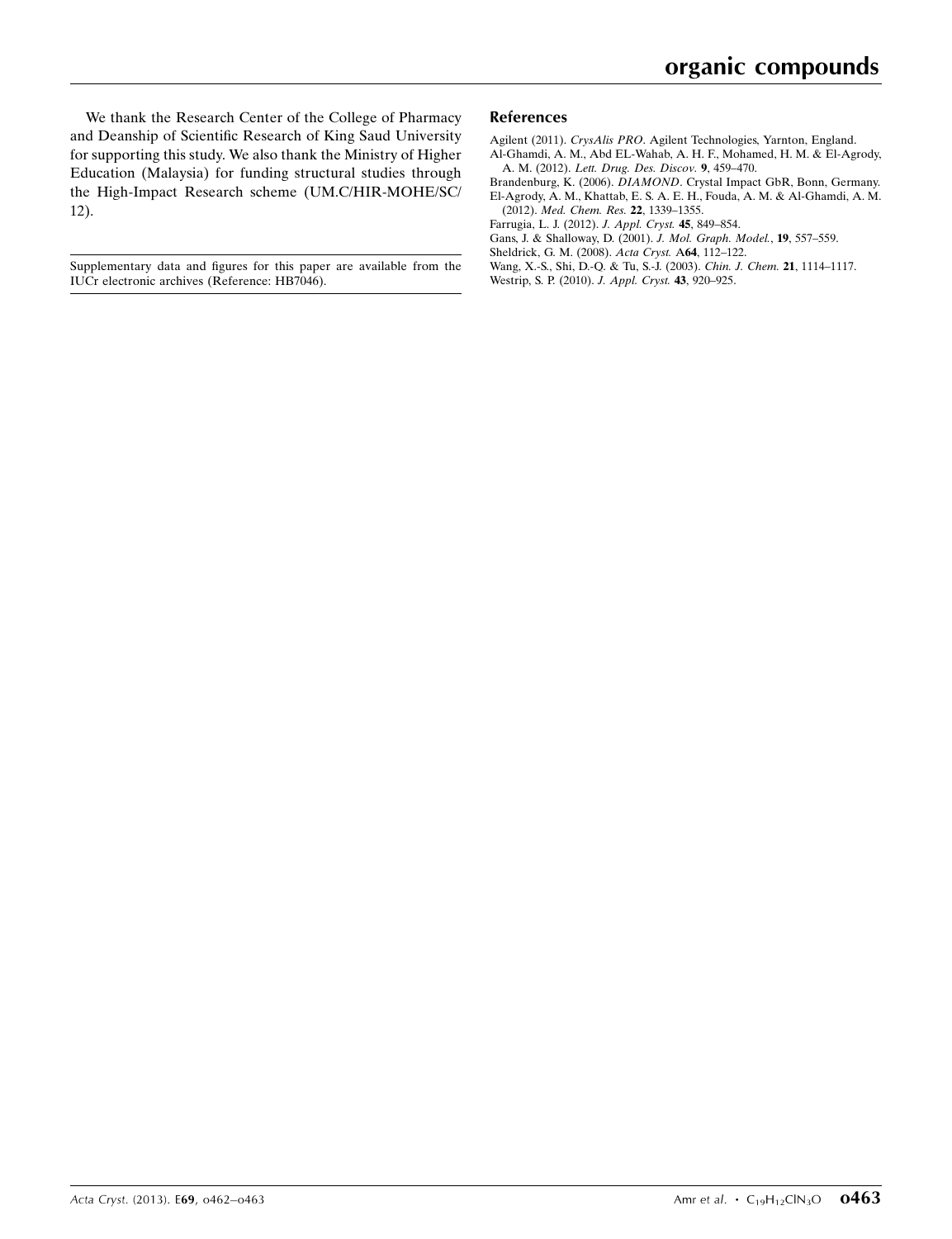We thank the Research Center of the College of Pharmacy and Deanship of Scientific Research of King Saud University for supporting this study. We also thank the Ministry of Higher Education (Malaysia) for funding structural studies through the High-Impact Research scheme (UM.C/HIR-MOHE/SC/12).

Supplementary data and figures for this paper are available from the IUCr electronic archives (Reference: HB7046).

## References

Agilent (2011). *CrysAlis PRO*. Agilent Technologies, Yarnton, England.

Al-Ghamdi, A. M., Abd EL-Wahab, A. H. F., Mohamed, H. M. & El-Agrody, A. M. (2012). *Lett. Drug Des. Discov.* **9**, 459–470.

Brandenburg, K. (2006). *DIAMOND*. Crystal Impact GbR, Bonn, Germany.

El-Agrody, A. M., Khattab, E. S. A. E. H., Fouda, A. M. & Al-Ghamdi, A. M. (2012). *Med. Chem. Res.* **22**, 1339–1355.

Farrugia, L. J. (2012). *J. Appl. Cryst.* **45**, 849–854.

Gans, J. & Shalloway, D. (2001). *J. Mol. Graph. Model.*, **19**, 557–559.

Sheldrick, G. M. (2008). *Acta Cryst.* A**64**, 112–122.

Wang, X.-S., Shi, D.-Q. & Tu, S.-J. (2003). *Chin. J. Chem.* **21**, 1114–1117.

Westrip, S. P. (2010). *J. Appl. Cryst.* **43**, 920–925.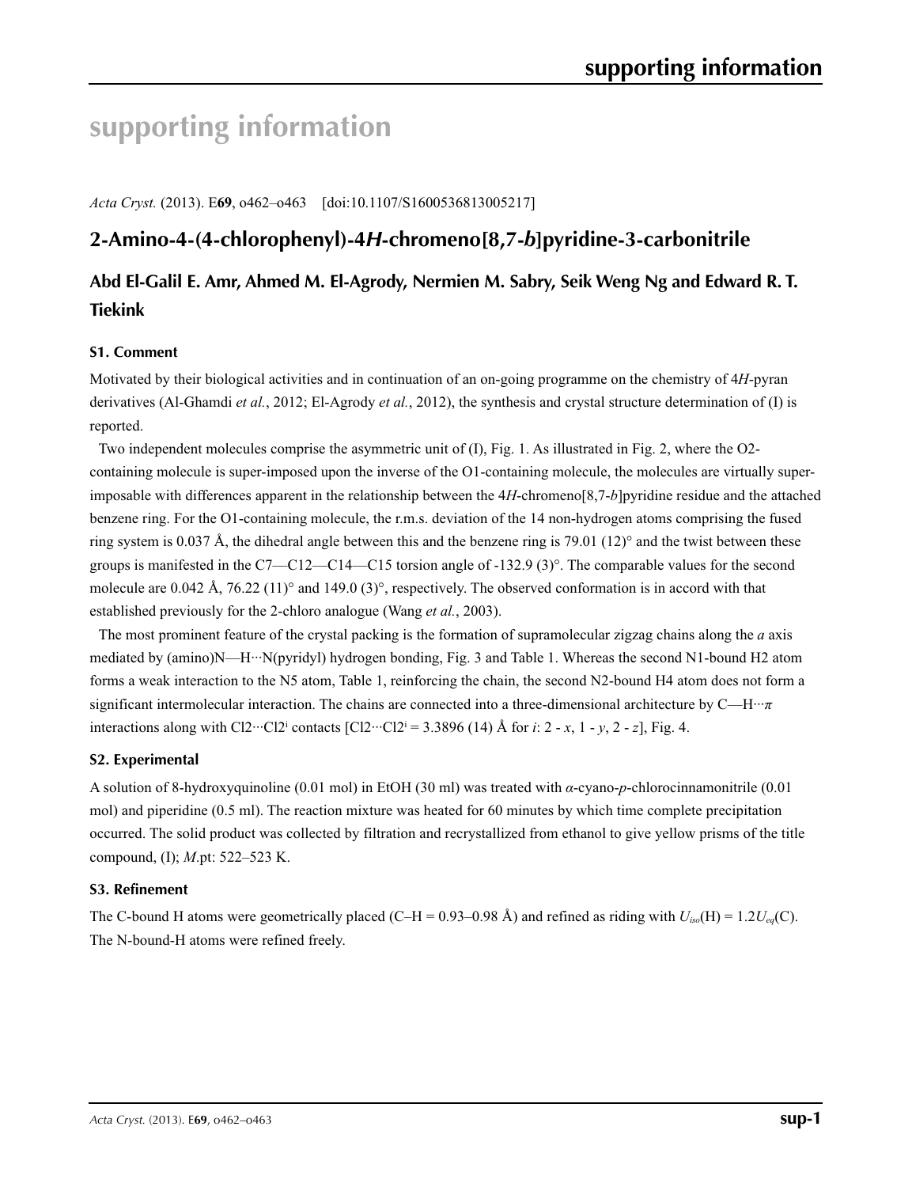# supporting information

*Acta Cryst.* (2013). E**69**, o462–o463 [doi:10.1107/S1600536813005217]

## 2-Amino-4-(4-chlorophenyl)-4*H*-chromeno[8,7-*b*]pyridine-3-carbonitrile

### Abd El-Galil E. Amr, Ahmed M. El-Agrody, Nermien M. Sabry, Seik Weng Ng and Edward R. T. Tiekink

#### S1. Comment

Motivated by their biological activities and in continuation of an on-going programme on the chemistry of 4*H*-pyran derivatives (Al-Ghamdi *et al.*, 2012; El-Agrody *et al.*, 2012), the synthesis and crystal structure determination of (I) is reported.

Two independent molecules comprise the asymmetric unit of (I), Fig. 1. As illustrated in Fig. 2, where the O2-containing molecule is super-imposed upon the inverse of the O1-containing molecule, the molecules are virtually super-imposable with differences apparent in the relationship between the 4*H*-chromeno[8,7-*b*]pyridine residue and the attached benzene ring. For the O1-containing molecule, the r.m.s. deviation of the 14 non-hydrogen atoms comprising the fused ring system is 0.037 Å, the dihedral angle between this and the benzene ring is 79.01 (12)° and the twist between these groups is manifested in the C7—C12—C14—C15 torsion angle of -132.9 (3)°. The comparable values for the second molecule are 0.042 Å, 76.22 (11)° and 149.0 (3)°, respectively. The observed conformation is in accord with that established previously for the 2-chloro analogue (Wang *et al.*, 2003).

The most prominent feature of the crystal packing is the formation of supramolecular zigzag chains along the *a* axis mediated by (amino)N—H···N(pyridyl) hydrogen bonding, Fig. 3 and Table 1. Whereas the second N1-bound H2 atom forms a weak interaction to the N5 atom, Table 1, reinforcing the chain, the second N2-bound H4 atom does not form a significant intermolecular interaction. The chains are connected into a three-dimensional architecture by C—H···*π* interactions along with Cl2···Cl2$^i$ contacts [Cl2···Cl2$^i$ = 3.3896 (14) Å for *i*: 2 - *x*, 1 - *y*, 2 - *z*], Fig. 4.

#### S2. Experimental

A solution of 8-hydroxyquinoline (0.01 mol) in EtOH (30 ml) was treated with *α*-cyano-*p*-chlorocinnamonitrile (0.01 mol) and piperidine (0.5 ml). The reaction mixture was heated for 60 minutes by which time complete precipitation occurred. The solid product was collected by filtration and recrystallized from ethanol to give yellow prisms of the title compound, (I); *M*.pt: 522–523 K.

#### S3. Refinement

The C-bound H atoms were geometrically placed (C–H = 0.93–0.98 Å) and refined as riding with $U_{iso}$(H) = 1.2$U_{eq}$(C). The N-bound-H atoms were refined freely.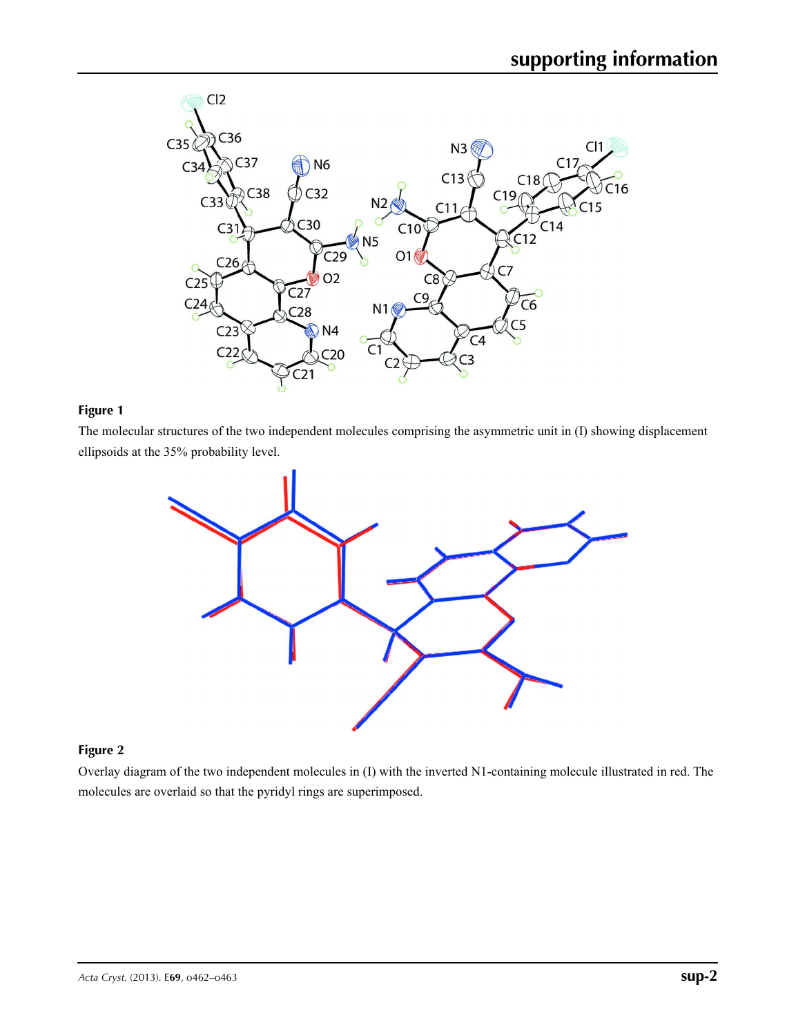**Figure 1**

The molecular structures of the two independent molecules comprising the asymmetric unit in (I) showing displacement ellipsoids at the 35% probability level.

**Figure 2**

Overlay diagram of the two independent molecules in (I) with the inverted N1-containing molecule illustrated in red. The molecules are overlaid so that the pyridyl rings are superimposed.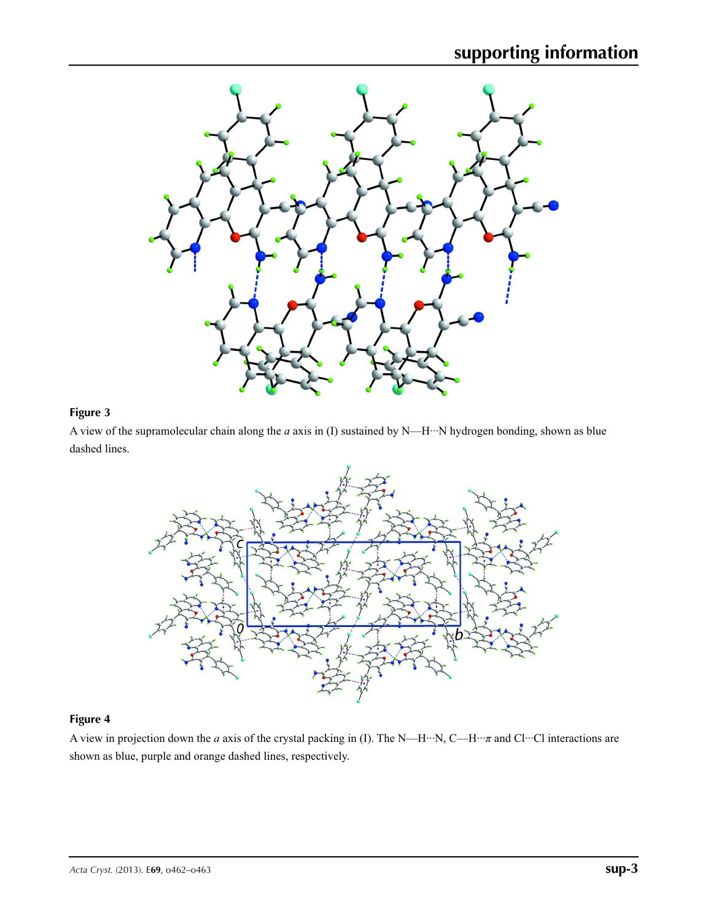**Figure 3**

A view of the supramolecular chain along the *a* axis in (I) sustained by N—H···N hydrogen bonding, shown as blue dashed lines.

**Figure 4**

A view in projection down the *a* axis of the crystal packing in (I). The N—H···N, C—H···$\pi$ and Cl···Cl interactions are shown as blue, purple and orange dashed lines, respectively.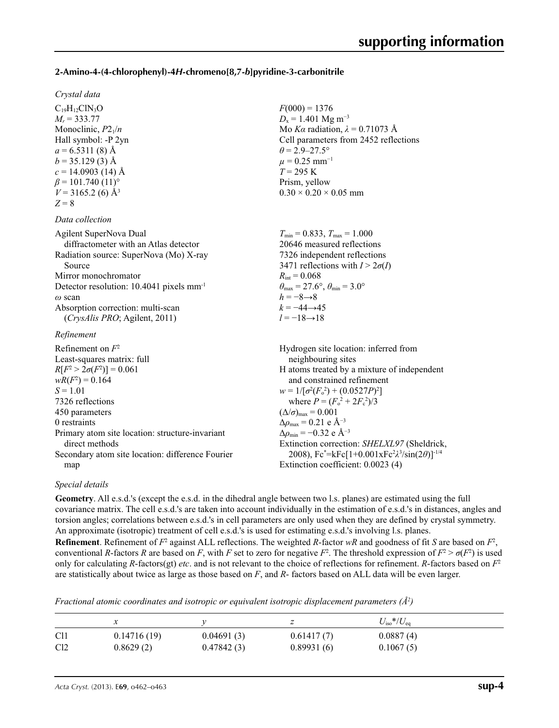**2-Amino-4-(4-chlorophenyl)-4*H*-chromeno[8,7-*b*]pyridine-3-carbonitrile**

*Crystal data*

$C_{19}H_{12}ClN_3O$
$M_r = 333.77$
Monoclinic, $P2_1/n$
Hall symbol: -P 2yn
$a = 6.5311$ (8) Å
$b = 35.129$ (3) Å
$c = 14.0903$ (14) Å
$\beta = 101.740$ (11)°
$V = 3165.2$ (6) Å$^3$
$Z = 8$
$F(000) = 1376$
$D_x = 1.401$ Mg m$^{-3}$
Mo $K\alpha$ radiation, $\lambda = 0.71073$ Å
Cell parameters from 2452 reflections
$\theta = 2.9$–27.5°
$\mu = 0.25$ mm$^{-1}$
$T = 295$ K
Prism, yellow
0.30 × 0.20 × 0.05 mm

*Data collection*

Agilent SuperNova Dual diffractometer with an Atlas detector
Radiation source: SuperNova (Mo) X-ray Source
Mirror monochromator
Detector resolution: 10.4041 pixels mm$^{-1}$
$\omega$ scan
Absorption correction: multi-scan (*CrysAlis PRO*; Agilent, 2011)
$T_{min} = 0.833$, $T_{max} = 1.000$
20646 measured reflections
7326 independent reflections
3471 reflections with $I > 2\sigma(I)$
$R_{int} = 0.068$
$\theta_{max} = 27.6°$, $\theta_{min} = 3.0°$
$h = -8 \rightarrow 8$
$k = -44 \rightarrow 45$
$l = -18 \rightarrow 18$

*Refinement*

Refinement on $F^2$
Least-squares matrix: full
$R[F^2 > 2\sigma(F^2)] = 0.061$
$wR(F^2) = 0.164$
$S = 1.01$
7326 reflections
450 parameters
0 restraints
Primary atom site location: structure-invariant direct methods
Secondary atom site location: difference Fourier map
Hydrogen site location: inferred from neighbouring sites
H atoms treated by a mixture of independent and constrained refinement
$w = 1/[\sigma^2(F_o^2) + (0.0527P)^2]$ where $P = (F_o^2 + 2F_c^2)/3$
$(\Delta/\sigma)_{max} = 0.001$
$\Delta\rho_{max} = 0.21$ e Å$^{-3}$
$\Delta\rho_{min} = -0.32$ e Å$^{-3}$
Extinction correction: *SHELXL97* (Sheldrick, 2008), $Fc^* = kFc[1+0.001xFc^2\lambda^3/\sin(2\theta)]^{-1/4}$
Extinction coefficient: 0.0023 (4)

*Special details*

**Geometry**. All e.s.d.'s (except the e.s.d. in the dihedral angle between two l.s. planes) are estimated using the full covariance matrix. The cell e.s.d.'s are taken into account individually in the estimation of e.s.d.'s in distances, angles and torsion angles; correlations between e.s.d.'s in cell parameters are only used when they are defined by crystal symmetry. An approximate (isotropic) treatment of cell e.s.d.'s is used for estimating e.s.d.'s involving l.s. planes.

**Refinement**. Refinement of $F^2$ against ALL reflections. The weighted *R*-factor *wR* and goodness of fit *S* are based on $F^2$, conventional *R*-factors *R* are based on *F*, with *F* set to zero for negative $F^2$. The threshold expression of $F^2 > \sigma(F^2)$ is used only for calculating *R*-factors(gt) *etc*. and is not relevant to the choice of reflections for refinement. *R*-factors based on $F^2$ are statistically about twice as large as those based on *F*, and *R*- factors based on ALL data will be even larger.

*Fractional atomic coordinates and isotropic or equivalent isotropic displacement parameters (Å$^2$)*

| | *x* | *y* | *z* | $U_{iso}$*/$U_{eq}$ |
|---|---|---|---|---|
| Cl1 | 0.14716 (19) | 0.04691 (3) | 0.61417 (7) | 0.0887 (4) |
| Cl2 | 0.8629 (2) | 0.47842 (3) | 0.89931 (6) | 0.1067 (5) |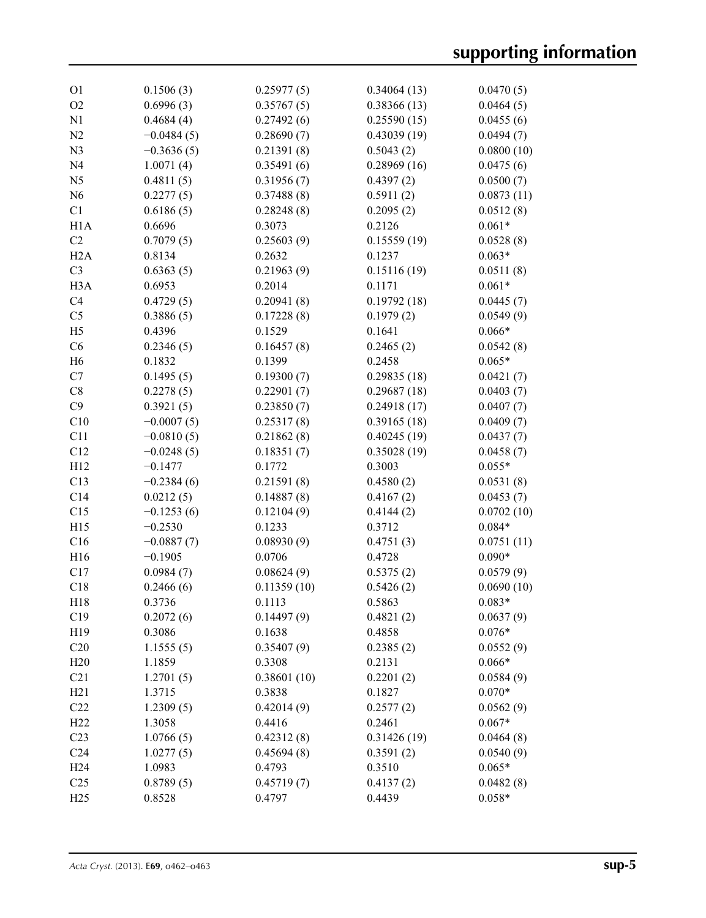| | | | | |
|---|---|---|---|---|
| O1 | 0.1506 (3) | 0.25977 (5) | 0.34064 (13) | 0.0470 (5) |
| O2 | 0.6996 (3) | 0.35767 (5) | 0.38366 (13) | 0.0464 (5) |
| N1 | 0.4684 (4) | 0.27492 (6) | 0.25590 (15) | 0.0455 (6) |
| N2 | −0.0484 (5) | 0.28690 (7) | 0.43039 (19) | 0.0494 (7) |
| N3 | −0.3636 (5) | 0.21391 (8) | 0.5043 (2) | 0.0800 (10) |
| N4 | 1.0071 (4) | 0.35491 (6) | 0.28969 (16) | 0.0475 (6) |
| N5 | 0.4811 (5) | 0.31956 (7) | 0.4397 (2) | 0.0500 (7) |
| N6 | 0.2277 (5) | 0.37488 (8) | 0.5911 (2) | 0.0873 (11) |
| C1 | 0.6186 (5) | 0.28248 (8) | 0.2095 (2) | 0.0512 (8) |
| H1A | 0.6696 | 0.3073 | 0.2126 | 0.061* |
| C2 | 0.7079 (5) | 0.25603 (9) | 0.15559 (19) | 0.0528 (8) |
| H2A | 0.8134 | 0.2632 | 0.1237 | 0.063* |
| C3 | 0.6363 (5) | 0.21963 (9) | 0.15116 (19) | 0.0511 (8) |
| H3A | 0.6953 | 0.2014 | 0.1171 | 0.061* |
| C4 | 0.4729 (5) | 0.20941 (8) | 0.19792 (18) | 0.0445 (7) |
| C5 | 0.3886 (5) | 0.17228 (8) | 0.1979 (2) | 0.0549 (9) |
| H5 | 0.4396 | 0.1529 | 0.1641 | 0.066* |
| C6 | 0.2346 (5) | 0.16457 (8) | 0.2465 (2) | 0.0542 (8) |
| H6 | 0.1832 | 0.1399 | 0.2458 | 0.065* |
| C7 | 0.1495 (5) | 0.19300 (7) | 0.29835 (18) | 0.0421 (7) |
| C8 | 0.2278 (5) | 0.22901 (7) | 0.29687 (18) | 0.0403 (7) |
| C9 | 0.3921 (5) | 0.23850 (7) | 0.24918 (17) | 0.0407 (7) |
| C10 | −0.0007 (5) | 0.25317 (8) | 0.39165 (18) | 0.0409 (7) |
| C11 | −0.0810 (5) | 0.21862 (8) | 0.40245 (19) | 0.0437 (7) |
| C12 | −0.0248 (5) | 0.18351 (7) | 0.35028 (19) | 0.0458 (7) |
| H12 | −0.1477 | 0.1772 | 0.3003 | 0.055* |
| C13 | −0.2384 (6) | 0.21591 (8) | 0.4580 (2) | 0.0531 (8) |
| C14 | 0.0212 (5) | 0.14887 (8) | 0.4167 (2) | 0.0453 (7) |
| C15 | −0.1253 (6) | 0.12104 (9) | 0.4144 (2) | 0.0702 (10) |
| H15 | −0.2530 | 0.1233 | 0.3712 | 0.084* |
| C16 | −0.0887 (7) | 0.08930 (9) | 0.4751 (3) | 0.0751 (11) |
| H16 | −0.1905 | 0.0706 | 0.4728 | 0.090* |
| C17 | 0.0984 (7) | 0.08624 (9) | 0.5375 (2) | 0.0579 (9) |
| C18 | 0.2466 (6) | 0.11359 (10) | 0.5426 (2) | 0.0690 (10) |
| H18 | 0.3736 | 0.1113 | 0.5863 | 0.083* |
| C19 | 0.2072 (6) | 0.14497 (9) | 0.4821 (2) | 0.0637 (9) |
| H19 | 0.3086 | 0.1638 | 0.4858 | 0.076* |
| C20 | 1.1555 (5) | 0.35407 (9) | 0.2385 (2) | 0.0552 (9) |
| H20 | 1.1859 | 0.3308 | 0.2131 | 0.066* |
| C21 | 1.2701 (5) | 0.38601 (10) | 0.2201 (2) | 0.0584 (9) |
| H21 | 1.3715 | 0.3838 | 0.1827 | 0.070* |
| C22 | 1.2309 (5) | 0.42014 (9) | 0.2577 (2) | 0.0562 (9) |
| H22 | 1.3058 | 0.4416 | 0.2461 | 0.067* |
| C23 | 1.0766 (5) | 0.42312 (8) | 0.31426 (19) | 0.0464 (8) |
| C24 | 1.0277 (5) | 0.45694 (8) | 0.3591 (2) | 0.0540 (9) |
| H24 | 1.0983 | 0.4793 | 0.3510 | 0.065* |
| C25 | 0.8789 (5) | 0.45719 (7) | 0.4137 (2) | 0.0482 (8) |
| H25 | 0.8528 | 0.4797 | 0.4439 | 0.058* |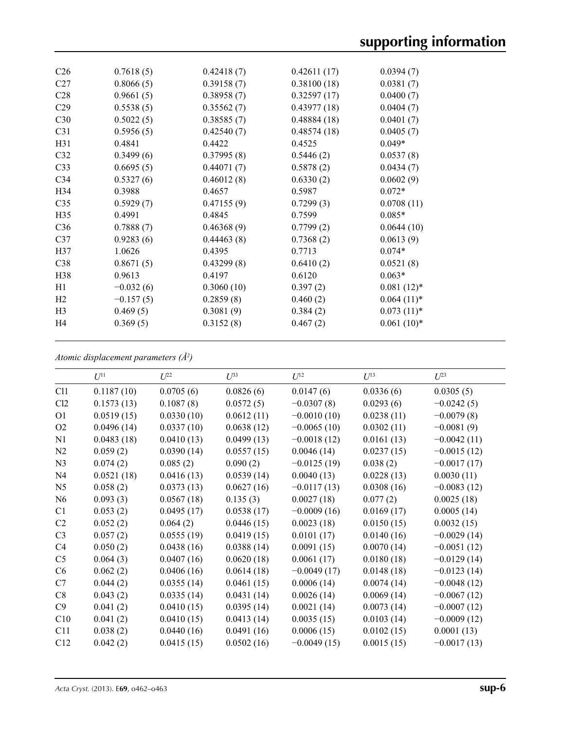| | | | | |
|---|---|---|---|---|
| C26 | 0.7618 (5) | 0.42418 (7) | 0.42611 (17) | 0.0394 (7) |
| C27 | 0.8066 (5) | 0.39158 (7) | 0.38100 (18) | 0.0381 (7) |
| C28 | 0.9661 (5) | 0.38958 (7) | 0.32597 (17) | 0.0400 (7) |
| C29 | 0.5538 (5) | 0.35562 (7) | 0.43977 (18) | 0.0404 (7) |
| C30 | 0.5022 (5) | 0.38585 (7) | 0.48884 (18) | 0.0401 (7) |
| C31 | 0.5956 (5) | 0.42540 (7) | 0.48574 (18) | 0.0405 (7) |
| H31 | 0.4841 | 0.4422 | 0.4525 | 0.049* |
| C32 | 0.3499 (6) | 0.37995 (8) | 0.5446 (2) | 0.0537 (8) |
| C33 | 0.6695 (5) | 0.44071 (7) | 0.5878 (2) | 0.0434 (7) |
| C34 | 0.5327 (6) | 0.46012 (8) | 0.6330 (2) | 0.0602 (9) |
| H34 | 0.3988 | 0.4657 | 0.5987 | 0.072* |
| C35 | 0.5929 (7) | 0.47155 (9) | 0.7299 (3) | 0.0708 (11) |
| H35 | 0.4991 | 0.4845 | 0.7599 | 0.085* |
| C36 | 0.7888 (7) | 0.46368 (9) | 0.7799 (2) | 0.0644 (10) |
| C37 | 0.9283 (6) | 0.44463 (8) | 0.7368 (2) | 0.0613 (9) |
| H37 | 1.0626 | 0.4395 | 0.7713 | 0.074* |
| C38 | 0.8671 (5) | 0.43299 (8) | 0.6410 (2) | 0.0521 (8) |
| H38 | 0.9613 | 0.4197 | 0.6120 | 0.063* |
| H1 | −0.032 (6) | 0.3060 (10) | 0.397 (2) | 0.081 (12)* |
| H2 | −0.157 (5) | 0.2859 (8) | 0.460 (2) | 0.064 (11)* |
| H3 | 0.469 (5) | 0.3081 (9) | 0.384 (2) | 0.073 (11)* |
| H4 | 0.369 (5) | 0.3152 (8) | 0.467 (2) | 0.061 (10)* |

*Atomic displacement parameters (Å²)*

| | $U^{11}$ | $U^{22}$ | $U^{33}$ | $U^{12}$ | $U^{13}$ | $U^{23}$ |
|---|---|---|---|---|---|---|
| Cl1 | 0.1187 (10) | 0.0705 (6) | 0.0826 (6) | 0.0147 (6) | 0.0336 (6) | 0.0305 (5) |
| Cl2 | 0.1573 (13) | 0.1087 (8) | 0.0572 (5) | −0.0307 (8) | 0.0293 (6) | −0.0242 (5) |
| O1 | 0.0519 (15) | 0.0330 (10) | 0.0612 (11) | −0.0010 (10) | 0.0238 (11) | −0.0079 (8) |
| O2 | 0.0496 (14) | 0.0337 (10) | 0.0638 (12) | −0.0065 (10) | 0.0302 (11) | −0.0081 (9) |
| N1 | 0.0483 (18) | 0.0410 (13) | 0.0499 (13) | −0.0018 (12) | 0.0161 (13) | −0.0042 (11) |
| N2 | 0.059 (2) | 0.0390 (14) | 0.0557 (15) | 0.0046 (14) | 0.0237 (15) | −0.0015 (12) |
| N3 | 0.074 (2) | 0.085 (2) | 0.090 (2) | −0.0125 (19) | 0.038 (2) | −0.0017 (17) |
| N4 | 0.0521 (18) | 0.0416 (13) | 0.0539 (14) | 0.0040 (13) | 0.0228 (13) | 0.0030 (11) |
| N5 | 0.058 (2) | 0.0373 (13) | 0.0627 (16) | −0.0117 (13) | 0.0308 (16) | −0.0083 (12) |
| N6 | 0.093 (3) | 0.0567 (18) | 0.135 (3) | 0.0027 (18) | 0.077 (2) | 0.0025 (18) |
| C1 | 0.053 (2) | 0.0495 (17) | 0.0538 (17) | −0.0009 (16) | 0.0169 (17) | 0.0005 (14) |
| C2 | 0.052 (2) | 0.064 (2) | 0.0446 (15) | 0.0023 (18) | 0.0150 (15) | 0.0032 (15) |
| C3 | 0.057 (2) | 0.0555 (19) | 0.0419 (15) | 0.0101 (17) | 0.0140 (16) | −0.0029 (14) |
| C4 | 0.050 (2) | 0.0438 (16) | 0.0388 (14) | 0.0091 (15) | 0.0070 (14) | −0.0051 (12) |
| C5 | 0.064 (3) | 0.0407 (16) | 0.0620 (18) | 0.0061 (17) | 0.0180 (18) | −0.0129 (14) |
| C6 | 0.062 (2) | 0.0406 (16) | 0.0614 (18) | −0.0049 (17) | 0.0148 (18) | −0.0123 (14) |
| C7 | 0.044 (2) | 0.0355 (14) | 0.0461 (15) | 0.0006 (14) | 0.0074 (14) | −0.0048 (12) |
| C8 | 0.043 (2) | 0.0335 (14) | 0.0431 (14) | 0.0026 (14) | 0.0069 (14) | −0.0067 (12) |
| C9 | 0.041 (2) | 0.0410 (15) | 0.0395 (14) | 0.0021 (14) | 0.0073 (14) | −0.0007 (12) |
| C10 | 0.041 (2) | 0.0410 (15) | 0.0413 (14) | 0.0035 (15) | 0.0103 (14) | −0.0009 (12) |
| C11 | 0.038 (2) | 0.0440 (16) | 0.0491 (16) | 0.0006 (15) | 0.0102 (15) | 0.0001 (13) |
| C12 | 0.042 (2) | 0.0415 (15) | 0.0502 (16) | −0.0049 (15) | 0.0015 (15) | −0.0017 (13) |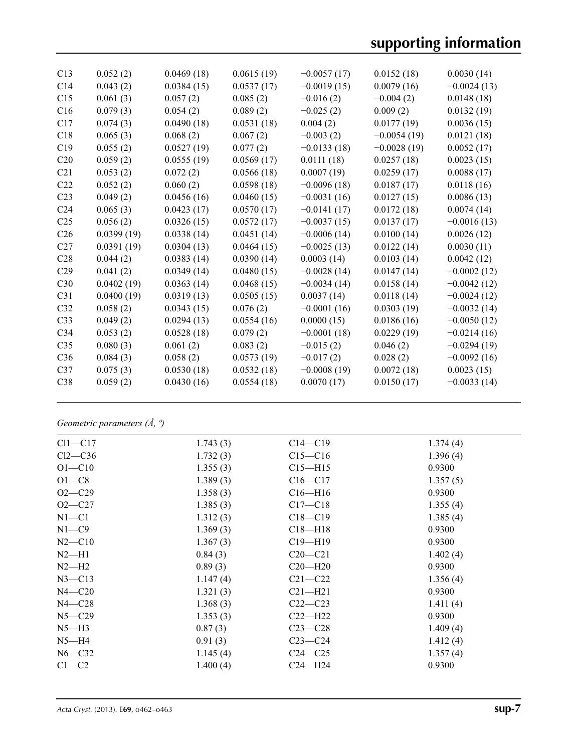| C13 | 0.052 (2) | 0.0469 (18) | 0.0615 (19) | −0.0057 (17) | 0.0152 (18) | 0.0030 (14) |
|---|---|---|---|---|---|---|
| C14 | 0.043 (2) | 0.0384 (15) | 0.0537 (17) | −0.0019 (15) | 0.0079 (16) | −0.0024 (13) |
| C15 | 0.061 (3) | 0.057 (2) | 0.085 (2) | −0.016 (2) | −0.004 (2) | 0.0148 (18) |
| C16 | 0.079 (3) | 0.054 (2) | 0.089 (2) | −0.025 (2) | 0.009 (2) | 0.0132 (19) |
| C17 | 0.074 (3) | 0.0490 (18) | 0.0531 (18) | 0.004 (2) | 0.0177 (19) | 0.0036 (15) |
| C18 | 0.065 (3) | 0.068 (2) | 0.067 (2) | −0.003 (2) | −0.0054 (19) | 0.0121 (18) |
| C19 | 0.055 (2) | 0.0527 (19) | 0.077 (2) | −0.0133 (18) | −0.0028 (19) | 0.0052 (17) |
| C20 | 0.059 (2) | 0.0555 (19) | 0.0569 (17) | 0.0111 (18) | 0.0257 (18) | 0.0023 (15) |
| C21 | 0.053 (2) | 0.072 (2) | 0.0566 (18) | 0.0007 (19) | 0.0259 (17) | 0.0088 (17) |
| C22 | 0.052 (2) | 0.060 (2) | 0.0598 (18) | −0.0096 (18) | 0.0187 (17) | 0.0118 (16) |
| C23 | 0.049 (2) | 0.0456 (16) | 0.0460 (15) | −0.0031 (16) | 0.0127 (15) | 0.0086 (13) |
| C24 | 0.065 (3) | 0.0423 (17) | 0.0570 (17) | −0.0141 (17) | 0.0172 (18) | 0.0074 (14) |
| C25 | 0.056 (2) | 0.0326 (15) | 0.0572 (17) | −0.0037 (15) | 0.0137 (17) | −0.0016 (13) |
| C26 | 0.0399 (19) | 0.0338 (14) | 0.0451 (14) | −0.0006 (14) | 0.0100 (14) | 0.0026 (12) |
| C27 | 0.0391 (19) | 0.0304 (13) | 0.0464 (15) | −0.0025 (13) | 0.0122 (14) | 0.0030 (11) |
| C28 | 0.044 (2) | 0.0383 (14) | 0.0390 (14) | 0.0003 (14) | 0.0103 (14) | 0.0042 (12) |
| C29 | 0.041 (2) | 0.0349 (14) | 0.0480 (15) | −0.0028 (14) | 0.0147 (14) | −0.0002 (12) |
| C30 | 0.0402 (19) | 0.0363 (14) | 0.0468 (15) | −0.0034 (14) | 0.0158 (14) | −0.0042 (12) |
| C31 | 0.0400 (19) | 0.0319 (13) | 0.0505 (15) | 0.0037 (14) | 0.0118 (14) | −0.0024 (12) |
| C32 | 0.058 (2) | 0.0343 (15) | 0.076 (2) | −0.0001 (16) | 0.0303 (19) | −0.0032 (14) |
| C33 | 0.049 (2) | 0.0294 (13) | 0.0554 (16) | 0.0000 (15) | 0.0186 (16) | −0.0050 (12) |
| C34 | 0.053 (2) | 0.0528 (18) | 0.079 (2) | −0.0001 (18) | 0.0229 (19) | −0.0214 (16) |
| C35 | 0.080 (3) | 0.061 (2) | 0.083 (2) | −0.015 (2) | 0.046 (2) | −0.0294 (19) |
| C36 | 0.084 (3) | 0.058 (2) | 0.0573 (19) | −0.017 (2) | 0.028 (2) | −0.0092 (16) |
| C37 | 0.075 (3) | 0.0530 (18) | 0.0532 (18) | −0.0008 (19) | 0.0072 (18) | 0.0023 (15) |
| C38 | 0.059 (2) | 0.0430 (16) | 0.0554 (18) | 0.0070 (17) | 0.0150 (17) | −0.0033 (14) |

*Geometric parameters (Å, º)*

| | | | |
|---|---|---|---|
| Cl1—C17 | 1.743 (3) | C14—C19 | 1.374 (4) |
| Cl2—C36 | 1.732 (3) | C15—C16 | 1.396 (4) |
| O1—C10 | 1.355 (3) | C15—H15 | 0.9300 |
| O1—C8 | 1.389 (3) | C16—C17 | 1.357 (5) |
| O2—C29 | 1.358 (3) | C16—H16 | 0.9300 |
| O2—C27 | 1.385 (3) | C17—C18 | 1.355 (4) |
| N1—C1 | 1.312 (3) | C18—C19 | 1.385 (4) |
| N1—C9 | 1.369 (3) | C18—H18 | 0.9300 |
| N2—C10 | 1.367 (3) | C19—H19 | 0.9300 |
| N2—H1 | 0.84 (3) | C20—C21 | 1.402 (4) |
| N2—H2 | 0.89 (3) | C20—H20 | 0.9300 |
| N3—C13 | 1.147 (4) | C21—C22 | 1.356 (4) |
| N4—C20 | 1.321 (3) | C21—H21 | 0.9300 |
| N4—C28 | 1.368 (3) | C22—C23 | 1.411 (4) |
| N5—C29 | 1.353 (3) | C22—H22 | 0.9300 |
| N5—H3 | 0.87 (3) | C23—C28 | 1.409 (4) |
| N5—H4 | 0.91 (3) | C23—C24 | 1.412 (4) |
| N6—C32 | 1.145 (4) | C24—C25 | 1.357 (4) |
| C1—C2 | 1.400 (4) | C24—H24 | 0.9300 |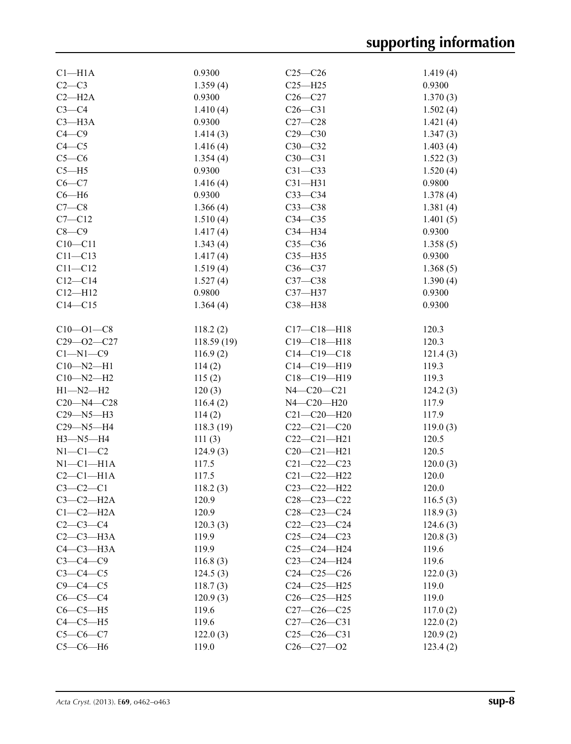| | | | |
|---|---|---|---|
| C1—H1A | 0.9300 | C25—C26 | 1.419 (4) |
| C2—C3 | 1.359 (4) | C25—H25 | 0.9300 |
| C2—H2A | 0.9300 | C26—C27 | 1.370 (3) |
| C3—C4 | 1.410 (4) | C26—C31 | 1.502 (4) |
| C3—H3A | 0.9300 | C27—C28 | 1.421 (4) |
| C4—C9 | 1.414 (3) | C29—C30 | 1.347 (3) |
| C4—C5 | 1.416 (4) | C30—C32 | 1.403 (4) |
| C5—C6 | 1.354 (4) | C30—C31 | 1.522 (3) |
| C5—H5 | 0.9300 | C31—C33 | 1.520 (4) |
| C6—C7 | 1.416 (4) | C31—H31 | 0.9800 |
| C6—H6 | 0.9300 | C33—C34 | 1.378 (4) |
| C7—C8 | 1.366 (4) | C33—C38 | 1.381 (4) |
| C7—C12 | 1.510 (4) | C34—C35 | 1.401 (5) |
| C8—C9 | 1.417 (4) | C34—H34 | 0.9300 |
| C10—C11 | 1.343 (4) | C35—C36 | 1.358 (5) |
| C11—C13 | 1.417 (4) | C35—H35 | 0.9300 |
| C11—C12 | 1.519 (4) | C36—C37 | 1.368 (5) |
| C12—C14 | 1.527 (4) | C37—C38 | 1.390 (4) |
| C12—H12 | 0.9800 | C37—H37 | 0.9300 |
| C14—C15 | 1.364 (4) | C38—H38 | 0.9300 |

| | | | |
|---|---|---|---|
| C10—O1—C8 | 118.2 (2) | C17—C18—H18 | 120.3 |
| C29—O2—C27 | 118.59 (19) | C19—C18—H18 | 120.3 |
| C1—N1—C9 | 116.9 (2) | C14—C19—C18 | 121.4 (3) |
| C10—N2—H1 | 114 (2) | C14—C19—H19 | 119.3 |
| C10—N2—H2 | 115 (2) | C18—C19—H19 | 119.3 |
| H1—N2—H2 | 120 (3) | N4—C20—C21 | 124.2 (3) |
| C20—N4—C28 | 116.4 (2) | N4—C20—H20 | 117.9 |
| C29—N5—H3 | 114 (2) | C21—C20—H20 | 117.9 |
| C29—N5—H4 | 118.3 (19) | C22—C21—C20 | 119.0 (3) |
| H3—N5—H4 | 111 (3) | C22—C21—H21 | 120.5 |
| N1—C1—C2 | 124.9 (3) | C20—C21—H21 | 120.5 |
| N1—C1—H1A | 117.5 | C21—C22—C23 | 120.0 (3) |
| C2—C1—H1A | 117.5 | C21—C22—H22 | 120.0 |
| C3—C2—C1 | 118.2 (3) | C23—C22—H22 | 120.0 |
| C3—C2—H2A | 120.9 | C28—C23—C22 | 116.5 (3) |
| C1—C2—H2A | 120.9 | C28—C23—C24 | 118.9 (3) |
| C2—C3—C4 | 120.3 (3) | C22—C23—C24 | 124.6 (3) |
| C2—C3—H3A | 119.9 | C25—C24—C23 | 120.8 (3) |
| C4—C3—H3A | 119.9 | C25—C24—H24 | 119.6 |
| C3—C4—C9 | 116.8 (3) | C23—C24—H24 | 119.6 |
| C3—C4—C5 | 124.5 (3) | C24—C25—C26 | 122.0 (3) |
| C9—C4—C5 | 118.7 (3) | C24—C25—H25 | 119.0 |
| C6—C5—C4 | 120.9 (3) | C26—C25—H25 | 119.0 |
| C6—C5—H5 | 119.6 | C27—C26—C25 | 117.0 (2) |
| C4—C5—H5 | 119.6 | C27—C26—C31 | 122.0 (2) |
| C5—C6—C7 | 122.0 (3) | C25—C26—C31 | 120.9 (2) |
| C5—C6—H6 | 119.0 | C26—C27—O2 | 123.4 (2) |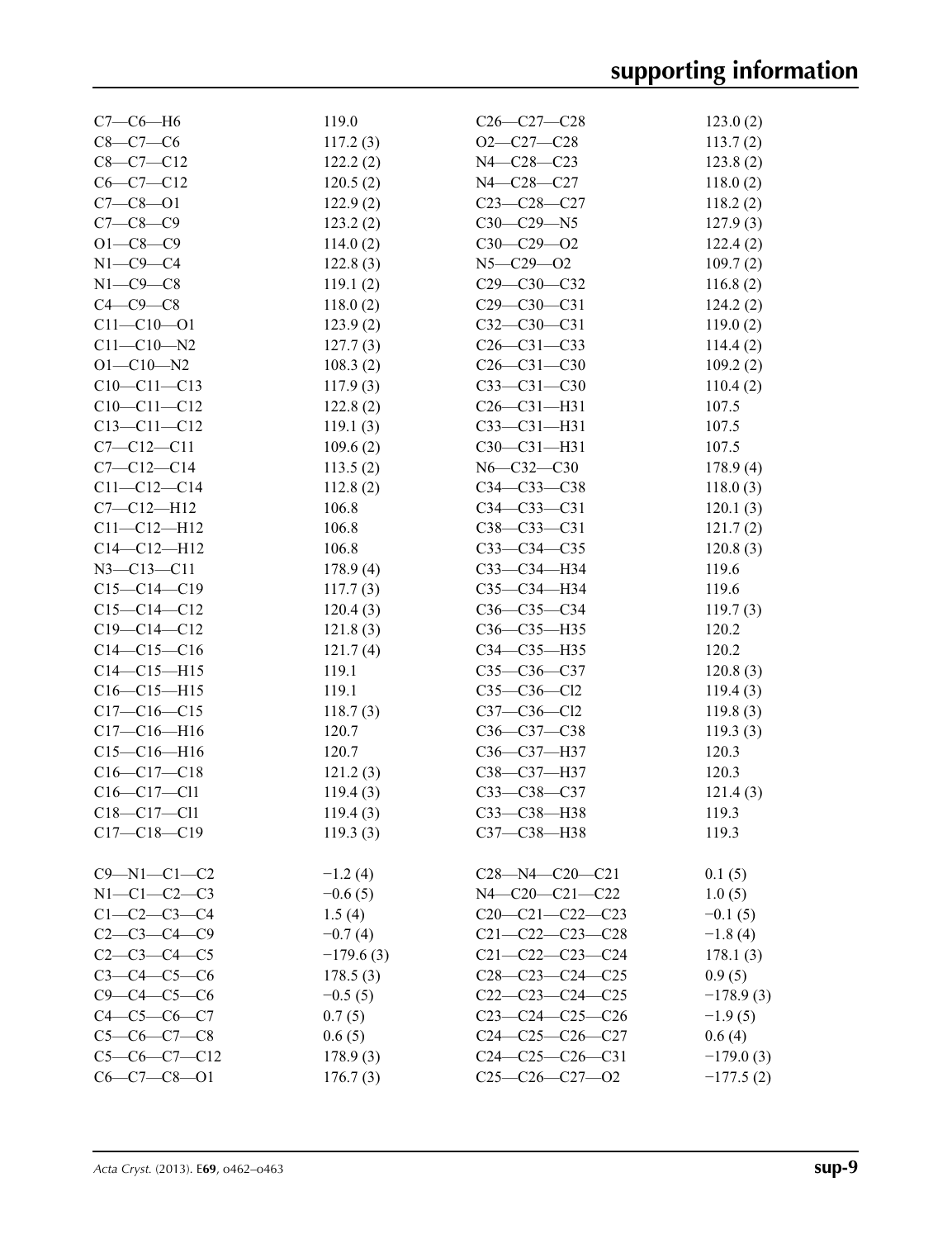| | | | |
|---|---|---|---|
| C7—C6—H6 | 119.0 | C26—C27—C28 | 123.0 (2) |
| C8—C7—C6 | 117.2 (3) | O2—C27—C28 | 113.7 (2) |
| C8—C7—C12 | 122.2 (2) | N4—C28—C23 | 123.8 (2) |
| C6—C7—C12 | 120.5 (2) | N4—C28—C27 | 118.0 (2) |
| C7—C8—O1 | 122.9 (2) | C23—C28—C27 | 118.2 (2) |
| C7—C8—C9 | 123.2 (2) | C30—C29—N5 | 127.9 (3) |
| O1—C8—C9 | 114.0 (2) | C30—C29—O2 | 122.4 (2) |
| N1—C9—C4 | 122.8 (3) | N5—C29—O2 | 109.7 (2) |
| N1—C9—C8 | 119.1 (2) | C29—C30—C32 | 116.8 (2) |
| C4—C9—C8 | 118.0 (2) | C29—C30—C31 | 124.2 (2) |
| C11—C10—O1 | 123.9 (2) | C32—C30—C31 | 119.0 (2) |
| C11—C10—N2 | 127.7 (3) | C26—C31—C33 | 114.4 (2) |
| O1—C10—N2 | 108.3 (2) | C26—C31—C30 | 109.2 (2) |
| C10—C11—C13 | 117.9 (3) | C33—C31—C30 | 110.4 (2) |
| C10—C11—C12 | 122.8 (2) | C26—C31—H31 | 107.5 |
| C13—C11—C12 | 119.1 (3) | C33—C31—H31 | 107.5 |
| C7—C12—C11 | 109.6 (2) | C30—C31—H31 | 107.5 |
| C7—C12—C14 | 113.5 (2) | N6—C32—C30 | 178.9 (4) |
| C11—C12—C14 | 112.8 (2) | C34—C33—C38 | 118.0 (3) |
| C7—C12—H12 | 106.8 | C34—C33—C31 | 120.1 (3) |
| C11—C12—H12 | 106.8 | C38—C33—C31 | 121.7 (2) |
| C14—C12—H12 | 106.8 | C33—C34—C35 | 120.8 (3) |
| N3—C13—C11 | 178.9 (4) | C33—C34—H34 | 119.6 |
| C15—C14—C19 | 117.7 (3) | C35—C34—H34 | 119.6 |
| C15—C14—C12 | 120.4 (3) | C36—C35—C34 | 119.7 (3) |
| C19—C14—C12 | 121.8 (3) | C36—C35—H35 | 120.2 |
| C14—C15—C16 | 121.7 (4) | C34—C35—H35 | 120.2 |
| C14—C15—H15 | 119.1 | C35—C36—C37 | 120.8 (3) |
| C16—C15—H15 | 119.1 | C35—C36—Cl2 | 119.4 (3) |
| C17—C16—C15 | 118.7 (3) | C37—C36—Cl2 | 119.8 (3) |
| C17—C16—H16 | 120.7 | C36—C37—C38 | 119.3 (3) |
| C15—C16—H16 | 120.7 | C36—C37—H37 | 120.3 |
| C16—C17—C18 | 121.2 (3) | C38—C37—H37 | 120.3 |
| C16—C17—Cl1 | 119.4 (3) | C33—C38—C37 | 121.4 (3) |
| C18—C17—Cl1 | 119.4 (3) | C33—C38—H38 | 119.3 |
| C17—C18—C19 | 119.3 (3) | C37—C38—H38 | 119.3 |

| | | | |
|---|---|---|---|
| C9—N1—C1—C2 | −1.2 (4) | C28—N4—C20—C21 | 0.1 (5) |
| N1—C1—C2—C3 | −0.6 (5) | N4—C20—C21—C22 | 1.0 (5) |
| C1—C2—C3—C4 | 1.5 (4) | C20—C21—C22—C23 | −0.1 (5) |
| C2—C3—C4—C9 | −0.7 (4) | C21—C22—C23—C28 | −1.8 (4) |
| C2—C3—C4—C5 | −179.6 (3) | C21—C22—C23—C24 | 178.1 (3) |
| C3—C4—C5—C6 | 178.5 (3) | C28—C23—C24—C25 | 0.9 (5) |
| C9—C4—C5—C6 | −0.5 (5) | C22—C23—C24—C25 | −178.9 (3) |
| C4—C5—C6—C7 | 0.7 (5) | C23—C24—C25—C26 | −1.9 (5) |
| C5—C6—C7—C8 | 0.6 (5) | C24—C25—C26—C27 | 0.6 (4) |
| C5—C6—C7—C12 | 178.9 (3) | C24—C25—C26—C31 | −179.0 (3) |
| C6—C7—C8—O1 | 176.7 (3) | C25—C26—C27—O2 | −177.5 (2) |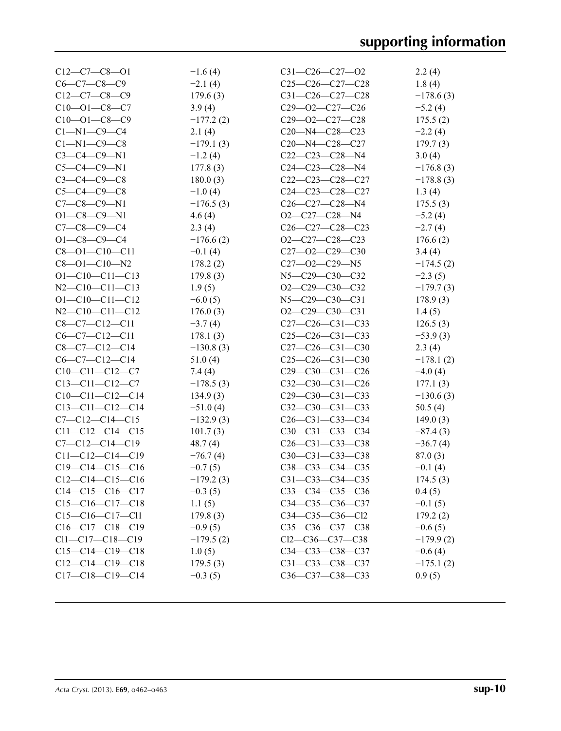| | | | |
|---|---|---|---|
| C12—C7—C8—O1 | −1.6 (4) | C31—C26—C27—O2 | 2.2 (4) |
| C6—C7—C8—C9 | −2.1 (4) | C25—C26—C27—C28 | 1.8 (4) |
| C12—C7—C8—C9 | 179.6 (3) | C31—C26—C27—C28 | −178.6 (3) |
| C10—O1—C8—C7 | 3.9 (4) | C29—O2—C27—C26 | −5.2 (4) |
| C10—O1—C8—C9 | −177.2 (2) | C29—O2—C27—C28 | 175.5 (2) |
| C1—N1—C9—C4 | 2.1 (4) | C20—N4—C28—C23 | −2.2 (4) |
| C1—N1—C9—C8 | −179.1 (3) | C20—N4—C28—C27 | 179.7 (3) |
| C3—C4—C9—N1 | −1.2 (4) | C22—C23—C28—N4 | 3.0 (4) |
| C5—C4—C9—N1 | 177.8 (3) | C24—C23—C28—N4 | −176.8 (3) |
| C3—C4—C9—C8 | 180.0 (3) | C22—C23—C28—C27 | −178.8 (3) |
| C5—C4—C9—C8 | −1.0 (4) | C24—C23—C28—C27 | 1.3 (4) |
| C7—C8—C9—N1 | −176.5 (3) | C26—C27—C28—N4 | 175.5 (3) |
| O1—C8—C9—N1 | 4.6 (4) | O2—C27—C28—N4 | −5.2 (4) |
| C7—C8—C9—C4 | 2.3 (4) | C26—C27—C28—C23 | −2.7 (4) |
| O1—C8—C9—C4 | −176.6 (2) | O2—C27—C28—C23 | 176.6 (2) |
| C8—O1—C10—C11 | −0.1 (4) | C27—O2—C29—C30 | 3.4 (4) |
| C8—O1—C10—N2 | 178.2 (2) | C27—O2—C29—N5 | −174.5 (2) |
| O1—C10—C11—C13 | 179.8 (3) | N5—C29—C30—C32 | −2.3 (5) |
| N2—C10—C11—C13 | 1.9 (5) | O2—C29—C30—C32 | −179.7 (3) |
| O1—C10—C11—C12 | −6.0 (5) | N5—C29—C30—C31 | 178.9 (3) |
| N2—C10—C11—C12 | 176.0 (3) | O2—C29—C30—C31 | 1.4 (5) |
| C8—C7—C12—C11 | −3.7 (4) | C27—C26—C31—C33 | 126.5 (3) |
| C6—C7—C12—C11 | 178.1 (3) | C25—C26—C31—C33 | −53.9 (3) |
| C8—C7—C12—C14 | −130.8 (3) | C27—C26—C31—C30 | 2.3 (4) |
| C6—C7—C12—C14 | 51.0 (4) | C25—C26—C31—C30 | −178.1 (2) |
| C10—C11—C12—C7 | 7.4 (4) | C29—C30—C31—C26 | −4.0 (4) |
| C13—C11—C12—C7 | −178.5 (3) | C32—C30—C31—C26 | 177.1 (3) |
| C10—C11—C12—C14 | 134.9 (3) | C29—C30—C31—C33 | −130.6 (3) |
| C13—C11—C12—C14 | −51.0 (4) | C32—C30—C31—C33 | 50.5 (4) |
| C7—C12—C14—C15 | −132.9 (3) | C26—C31—C33—C34 | 149.0 (3) |
| C11—C12—C14—C15 | 101.7 (3) | C30—C31—C33—C34 | −87.4 (3) |
| C7—C12—C14—C19 | 48.7 (4) | C26—C31—C33—C38 | −36.7 (4) |
| C11—C12—C14—C19 | −76.7 (4) | C30—C31—C33—C38 | 87.0 (3) |
| C19—C14—C15—C16 | −0.7 (5) | C38—C33—C34—C35 | −0.1 (4) |
| C12—C14—C15—C16 | −179.2 (3) | C31—C33—C34—C35 | 174.5 (3) |
| C14—C15—C16—C17 | −0.3 (5) | C33—C34—C35—C36 | 0.4 (5) |
| C15—C16—C17—C18 | 1.1 (5) | C34—C35—C36—C37 | −0.1 (5) |
| C15—C16—C17—Cl1 | 179.8 (3) | C34—C35—C36—Cl2 | 179.2 (2) |
| C16—C17—C18—C19 | −0.9 (5) | C35—C36—C37—C38 | −0.6 (5) |
| Cl1—C17—C18—C19 | −179.5 (2) | Cl2—C36—C37—C38 | −179.9 (2) |
| C15—C14—C19—C18 | 1.0 (5) | C34—C33—C38—C37 | −0.6 (4) |
| C12—C14—C19—C18 | 179.5 (3) | C31—C33—C38—C37 | −175.1 (2) |
| C17—C18—C19—C14 | −0.3 (5) | C36—C37—C38—C33 | 0.9 (5) |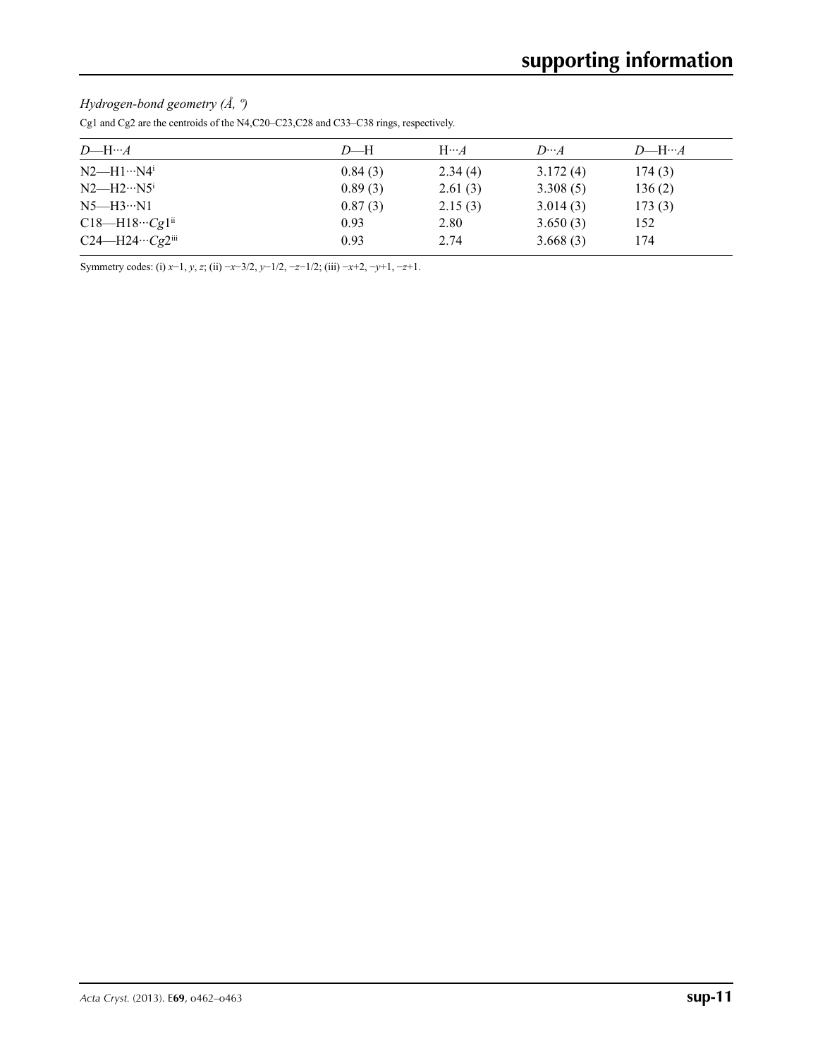*Hydrogen-bond geometry (Å, º)*

Cg1 and Cg2 are the centroids of the N4,C20–C23,C28 and C33–C38 rings, respectively.

| *D*—H···*A* | *D*—H | H···*A* | *D*···*A* | *D*—H···*A* |
|---|---|---|---|---|
| N2—H1···N4$^{i}$ | 0.84 (3) | 2.34 (4) | 3.172 (4) | 174 (3) |
| N2—H2···N5$^{i}$ | 0.89 (3) | 2.61 (3) | 3.308 (5) | 136 (2) |
| N5—H3···N1 | 0.87 (3) | 2.15 (3) | 3.014 (3) | 173 (3) |
| C18—H18···*Cg*1$^{ii}$ | 0.93 | 2.80 | 3.650 (3) | 152 |
| C24—H24···*Cg*2$^{iii}$ | 0.93 | 2.74 | 3.668 (3) | 174 |

Symmetry codes: (i) *x*−1, *y*, *z*; (ii) −*x*−3/2, *y*−1/2, −*z*−1/2; (iii) −*x*+2, −*y*+1, −*z*+1.